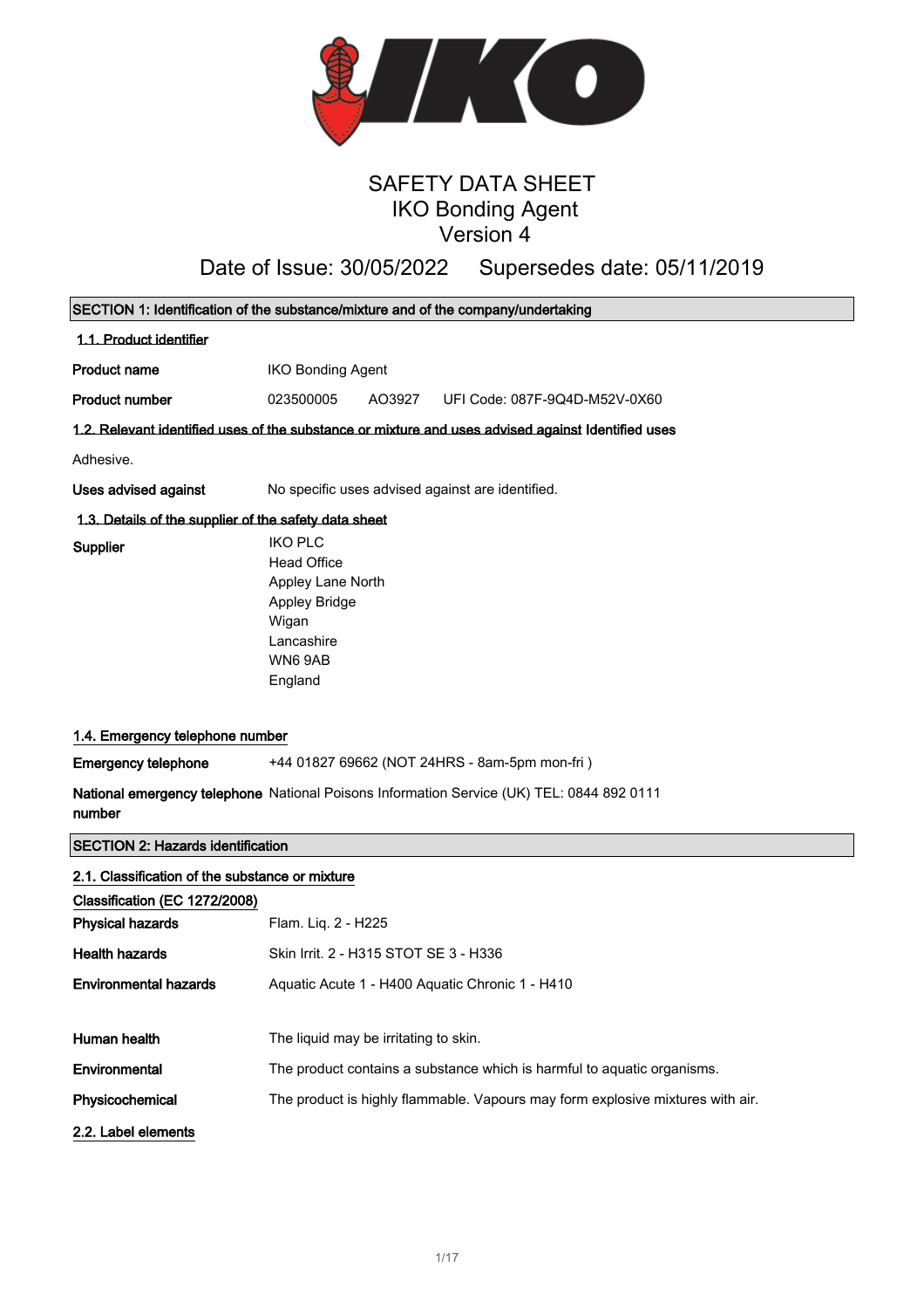# SAFETY DATA SHEET
# IKO Bonding Agent
## Version 4

Date of Issue: 30/05/2022 Supersedes date: 05/11/2019

## SECTION 1: Identification of the substance/mixture and of the company/undertaking

### 1.1. Product identifier

**Product name** IKO Bonding Agent

**Product number** 023500005 AO3927 UFI Code: 087F-9Q4D-M52V-0X60

### 1.2. Relevant identified uses of the substance or mixture and uses advised against Identified uses

Adhesive.

**Uses advised against** No specific uses advised against are identified.

### 1.3. Details of the supplier of the safety data sheet

**Supplier**
IKO PLC
Head Office
Appley Lane North
Appley Bridge
Wigan
Lancashire
WN6 9AB
England

### 1.4. Emergency telephone number

**Emergency telephone** +44 01827 69662 (NOT 24HRS - 8am-5pm mon-fri )

**National emergency telephone number** National Poisons Information Service (UK) TEL: 0844 892 0111

## SECTION 2: Hazards identification

### 2.1. Classification of the substance or mixture

**Classification (EC 1272/2008)**

**Physical hazards** Flam. Liq. 2 - H225

**Health hazards** Skin Irrit. 2 - H315 STOT SE 3 - H336

**Environmental hazards** Aquatic Acute 1 - H400 Aquatic Chronic 1 - H410

**Human health** The liquid may be irritating to skin.

**Environmental** The product contains a substance which is harmful to aquatic organisms.

**Physicochemical** The product is highly flammable. Vapours may form explosive mixtures with air.

### 2.2. Label elements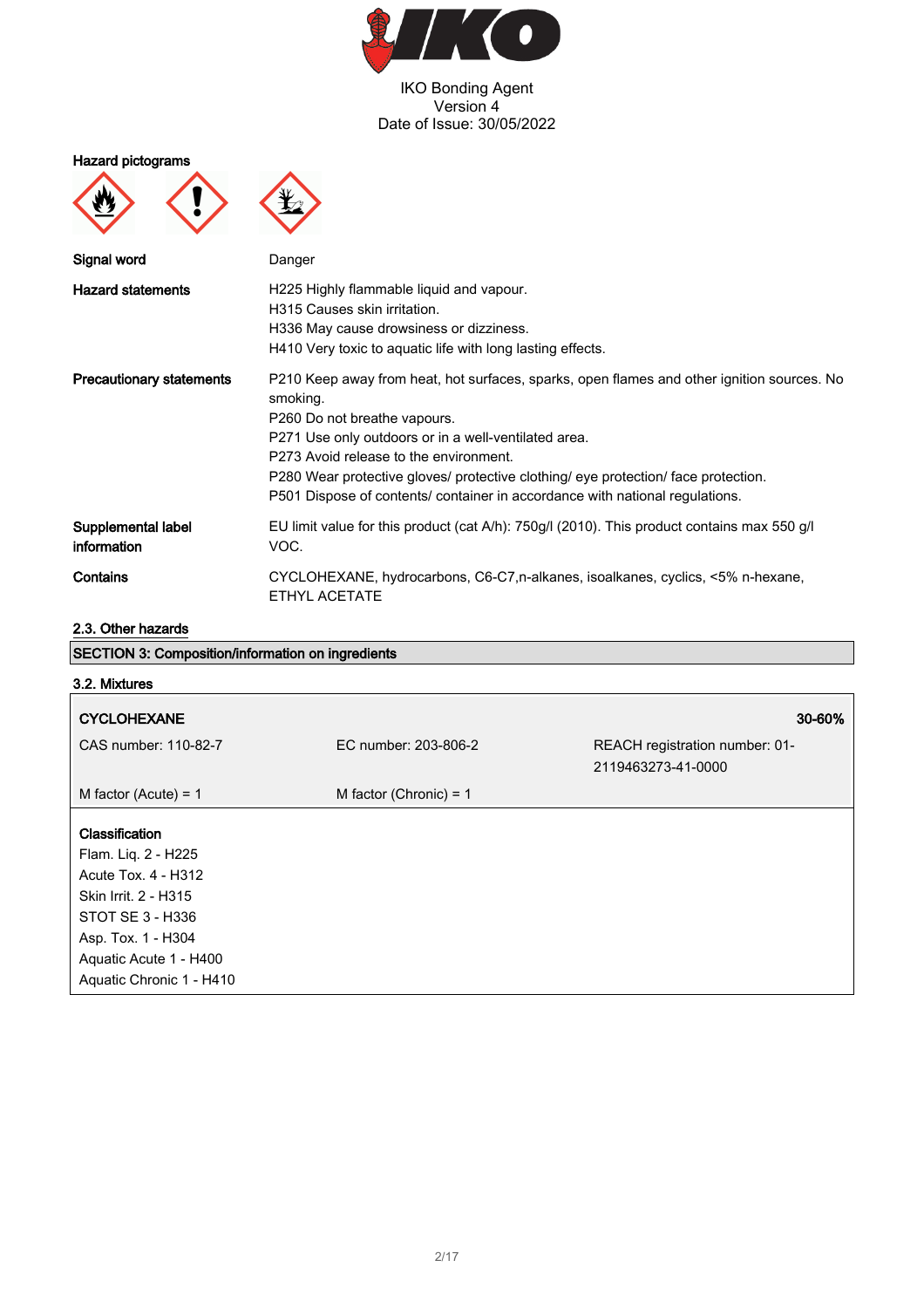**Hazard pictograms**

| | |
|---|---|
| **Signal word** | Danger |
| **Hazard statements** | H225 Highly flammable liquid and vapour.<br>H315 Causes skin irritation.<br>H336 May cause drowsiness or dizziness.<br>H410 Very toxic to aquatic life with long lasting effects. |
| **Precautionary statements** | P210 Keep away from heat, hot surfaces, sparks, open flames and other ignition sources. No smoking.<br>P260 Do not breathe vapours.<br>P271 Use only outdoors or in a well-ventilated area.<br>P273 Avoid release to the environment.<br>P280 Wear protective gloves/ protective clothing/ eye protection/ face protection.<br>P501 Dispose of contents/ container in accordance with national regulations. |
| **Supplemental label information** | EU limit value for this product (cat A/h): 750g/l (2010). This product contains max 550 g/l VOC. |
| **Contains** | CYCLOHEXANE, hydrocarbons, C6-C7,n-alkanes, isoalkanes, cyclics, <5% n-hexane, ETHYL ACETATE |

### 2.3. Other hazards

## SECTION 3: Composition/information on ingredients

### 3.2. Mixtures

| **CYCLOHEXANE** | | **30-60%** |
|---|---|---|
| CAS number: 110-82-7 | EC number: 203-806-2 | REACH registration number: 01-2119463273-41-0000 |
| M factor (Acute) = 1 | M factor (Chronic) = 1 | |

**Classification**
Flam. Liq. 2 - H225
Acute Tox. 4 - H312
Skin Irrit. 2 - H315
STOT SE 3 - H336
Asp. Tox. 1 - H304
Aquatic Acute 1 - H400
Aquatic Chronic 1 - H410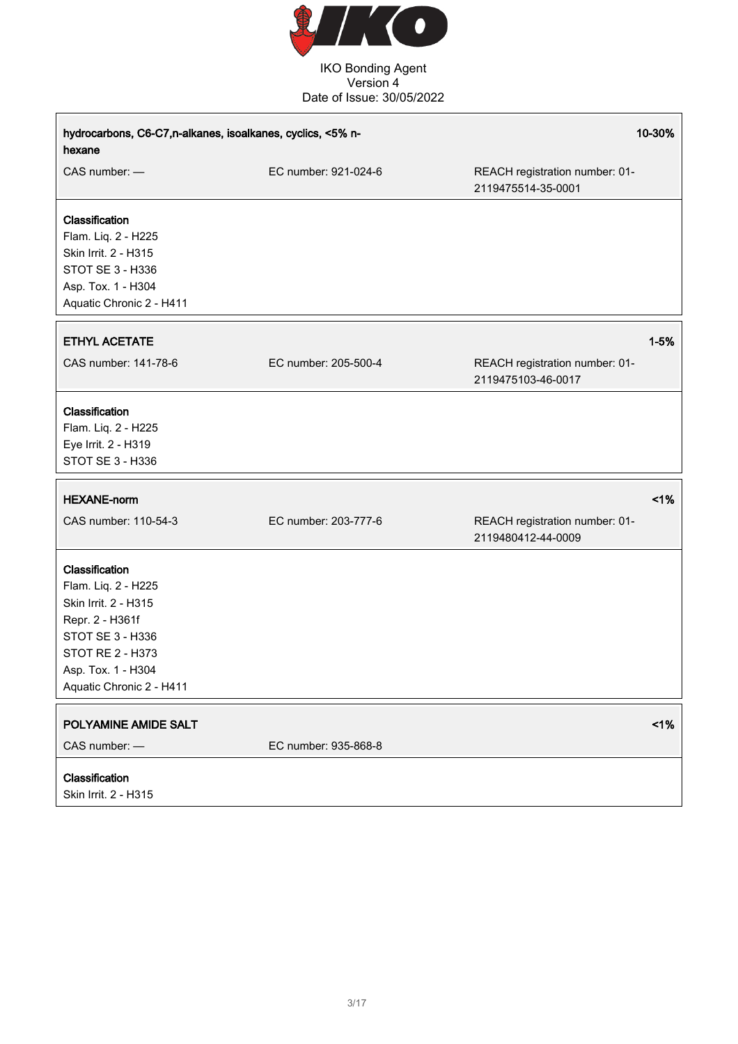**hydrocarbons, C6-C7,n-alkanes, isoalkanes, cyclics, <5% n-hexane** — 10-30%

CAS number: —

EC number: 921-024-6

REACH registration number: 01-2119475514-35-0001

**Classification**

Flam. Liq. 2 - H225
Skin Irrit. 2 - H315
STOT SE 3 - H336
Asp. Tox. 1 - H304
Aquatic Chronic 2 - H411

**ETHYL ACETATE** — 1-5%

CAS number: 141-78-6

EC number: 205-500-4

REACH registration number: 01-2119475103-46-0017

**Classification**

Flam. Liq. 2 - H225
Eye Irrit. 2 - H319
STOT SE 3 - H336

**HEXANE-norm** — <1%

CAS number: 110-54-3

EC number: 203-777-6

REACH registration number: 01-2119480412-44-0009

**Classification**

Flam. Liq. 2 - H225
Skin Irrit. 2 - H315
Repr. 2 - H361f
STOT SE 3 - H336
STOT RE 2 - H373
Asp. Tox. 1 - H304
Aquatic Chronic 2 - H411

**POLYAMINE AMIDE SALT** — <1%

CAS number: —

EC number: 935-868-8

**Classification**

Skin Irrit. 2 - H315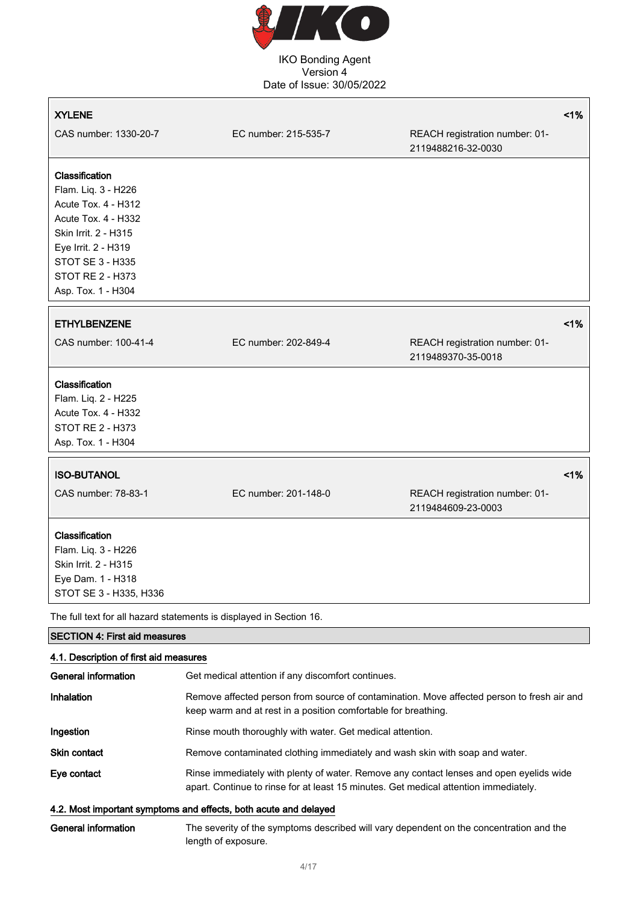**XYLENE** <1%

CAS number: 1330-20-7 | EC number: 215-535-7 | REACH registration number: 01-2119488216-32-0030

**Classification**
Flam. Liq. 3 - H226
Acute Tox. 4 - H312
Acute Tox. 4 - H332
Skin Irrit. 2 - H315
Eye Irrit. 2 - H319
STOT SE 3 - H335
STOT RE 2 - H373
Asp. Tox. 1 - H304

**ETHYLBENZENE** <1%

CAS number: 100-41-4 | EC number: 202-849-4 | REACH registration number: 01-2119489370-35-0018

**Classification**
Flam. Liq. 2 - H225
Acute Tox. 4 - H332
STOT RE 2 - H373
Asp. Tox. 1 - H304

**ISO-BUTANOL** <1%

CAS number: 78-83-1 | EC number: 201-148-0 | REACH registration number: 01-2119484609-23-0003

**Classification**
Flam. Liq. 3 - H226
Skin Irrit. 2 - H315
Eye Dam. 1 - H318
STOT SE 3 - H335, H336

The full text for all hazard statements is displayed in Section 16.

## SECTION 4: First aid measures

### 4.1. Description of first aid measures

**General information** Get medical attention if any discomfort continues.

**Inhalation** Remove affected person from source of contamination. Move affected person to fresh air and keep warm and at rest in a position comfortable for breathing.

**Ingestion** Rinse mouth thoroughly with water. Get medical attention.

**Skin contact** Remove contaminated clothing immediately and wash skin with soap and water.

**Eye contact** Rinse immediately with plenty of water. Remove any contact lenses and open eyelids wide apart. Continue to rinse for at least 15 minutes. Get medical attention immediately.

### 4.2. Most important symptoms and effects, both acute and delayed

**General information** The severity of the symptoms described will vary dependent on the concentration and the length of exposure.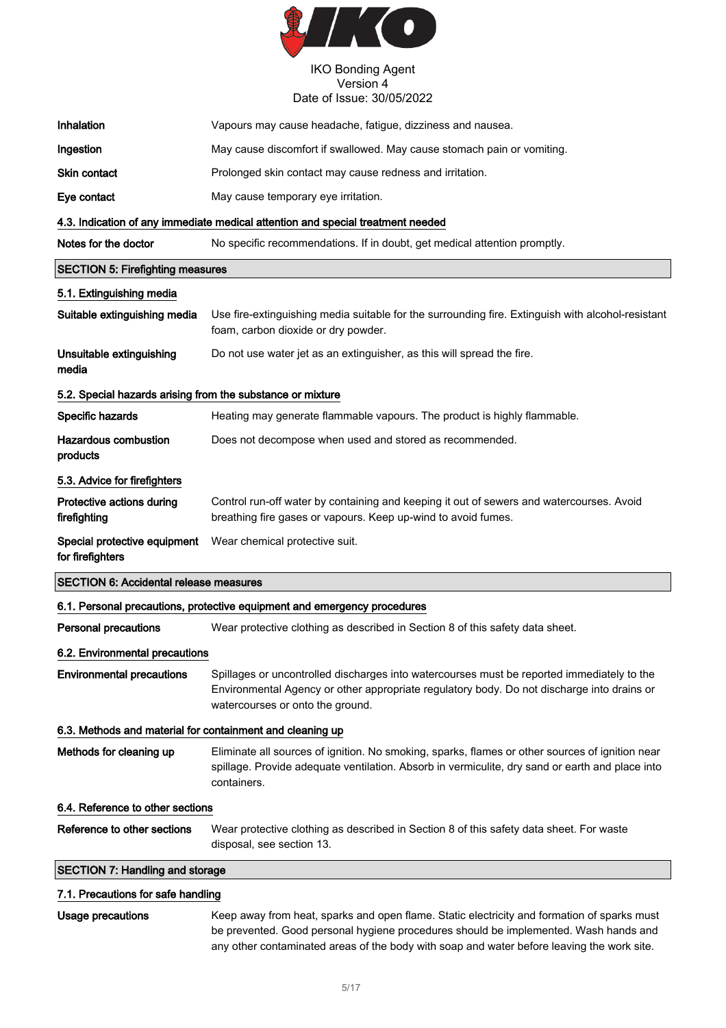| | |
|---|---|
| **Inhalation** | Vapours may cause headache, fatigue, dizziness and nausea. |
| **Ingestion** | May cause discomfort if swallowed. May cause stomach pain or vomiting. |
| **Skin contact** | Prolonged skin contact may cause redness and irritation. |
| **Eye contact** | May cause temporary eye irritation. |

### 4.3. Indication of any immediate medical attention and special treatment needed

| | |
|---|---|
| **Notes for the doctor** | No specific recommendations. If in doubt, get medical attention promptly. |

## SECTION 5: Firefighting measures

### 5.1. Extinguishing media

| | |
|---|---|
| **Suitable extinguishing media** | Use fire-extinguishing media suitable for the surrounding fire. Extinguish with alcohol-resistant foam, carbon dioxide or dry powder. |
| **Unsuitable extinguishing media** | Do not use water jet as an extinguisher, as this will spread the fire. |

### 5.2. Special hazards arising from the substance or mixture

| | |
|---|---|
| **Specific hazards** | Heating may generate flammable vapours. The product is highly flammable. |
| **Hazardous combustion products** | Does not decompose when used and stored as recommended. |

### 5.3. Advice for firefighters

| | |
|---|---|
| **Protective actions during firefighting** | Control run-off water by containing and keeping it out of sewers and watercourses. Avoid breathing fire gases or vapours. Keep up-wind to avoid fumes. |
| **Special protective equipment for firefighters** | Wear chemical protective suit. |

## SECTION 6: Accidental release measures

### 6.1. Personal precautions, protective equipment and emergency procedures

| | |
|---|---|
| **Personal precautions** | Wear protective clothing as described in Section 8 of this safety data sheet. |

### 6.2. Environmental precautions

| | |
|---|---|
| **Environmental precautions** | Spillages or uncontrolled discharges into watercourses must be reported immediately to the Environmental Agency or other appropriate regulatory body. Do not discharge into drains or watercourses or onto the ground. |

### 6.3. Methods and material for containment and cleaning up

| | |
|---|---|
| **Methods for cleaning up** | Eliminate all sources of ignition. No smoking, sparks, flames or other sources of ignition near spillage. Provide adequate ventilation. Absorb in vermiculite, dry sand or earth and place into containers. |

### 6.4. Reference to other sections

| | |
|---|---|
| **Reference to other sections** | Wear protective clothing as described in Section 8 of this safety data sheet. For waste disposal, see section 13. |

## SECTION 7: Handling and storage

### 7.1. Precautions for safe handling

| | |
|---|---|
| **Usage precautions** | Keep away from heat, sparks and open flame. Static electricity and formation of sparks must be prevented. Good personal hygiene procedures should be implemented. Wash hands and any other contaminated areas of the body with soap and water before leaving the work site. |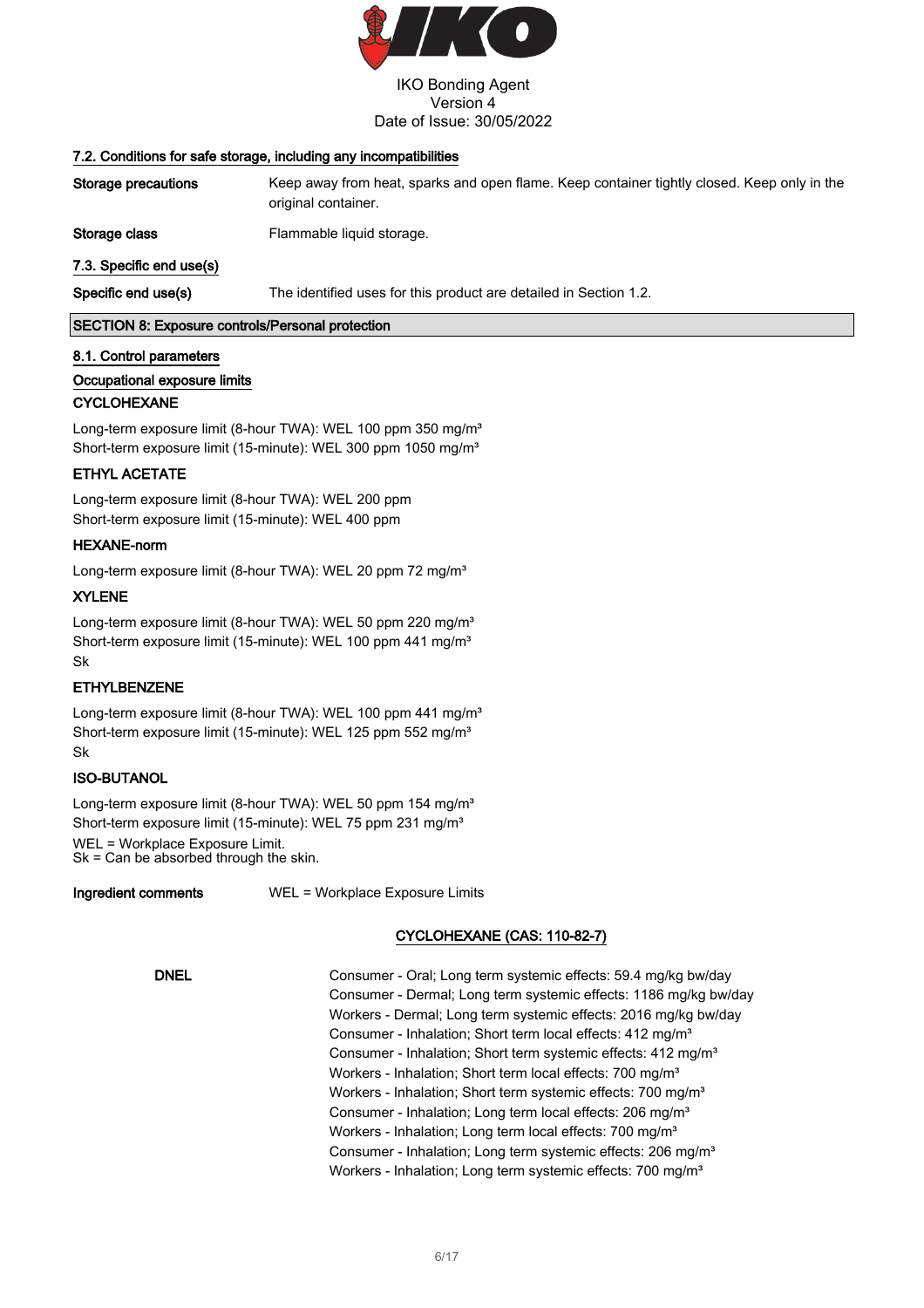### 7.2. Conditions for safe storage, including any incompatibilities

**Storage precautions** Keep away from heat, sparks and open flame. Keep container tightly closed. Keep only in the original container.

**Storage class** Flammable liquid storage.

### 7.3. Specific end use(s)

**Specific end use(s)** The identified uses for this product are detailed in Section 1.2.

## SECTION 8: Exposure controls/Personal protection

### 8.1. Control parameters

#### Occupational exposure limits

**CYCLOHEXANE**

Long-term exposure limit (8-hour TWA): WEL 100 ppm 350 mg/m³
Short-term exposure limit (15-minute): WEL 300 ppm 1050 mg/m³

**ETHYL ACETATE**

Long-term exposure limit (8-hour TWA): WEL 200 ppm
Short-term exposure limit (15-minute): WEL 400 ppm

**HEXANE-norm**

Long-term exposure limit (8-hour TWA): WEL 20 ppm 72 mg/m³

**XYLENE**

Long-term exposure limit (8-hour TWA): WEL 50 ppm 220 mg/m³
Short-term exposure limit (15-minute): WEL 100 ppm 441 mg/m³
Sk

**ETHYLBENZENE**

Long-term exposure limit (8-hour TWA): WEL 100 ppm 441 mg/m³
Short-term exposure limit (15-minute): WEL 125 ppm 552 mg/m³
Sk

**ISO-BUTANOL**

Long-term exposure limit (8-hour TWA): WEL 50 ppm 154 mg/m³
Short-term exposure limit (15-minute): WEL 75 ppm 231 mg/m³

WEL = Workplace Exposure Limit.
Sk = Can be absorbed through the skin.

**Ingredient comments** WEL = Workplace Exposure Limits

**CYCLOHEXANE (CAS: 110-82-7)**

**DNEL**

Consumer - Oral; Long term systemic effects: 59.4 mg/kg bw/day
Consumer - Dermal; Long term systemic effects: 1186 mg/kg bw/day
Workers - Dermal; Long term systemic effects: 2016 mg/kg bw/day
Consumer - Inhalation; Short term local effects: 412 mg/m³
Consumer - Inhalation; Short term systemic effects: 412 mg/m³
Workers - Inhalation; Short term local effects: 700 mg/m³
Workers - Inhalation; Short term systemic effects: 700 mg/m³
Consumer - Inhalation; Long term local effects: 206 mg/m³
Workers - Inhalation; Long term local effects: 700 mg/m³
Consumer - Inhalation; Long term systemic effects: 206 mg/m³
Workers - Inhalation; Long term systemic effects: 700 mg/m³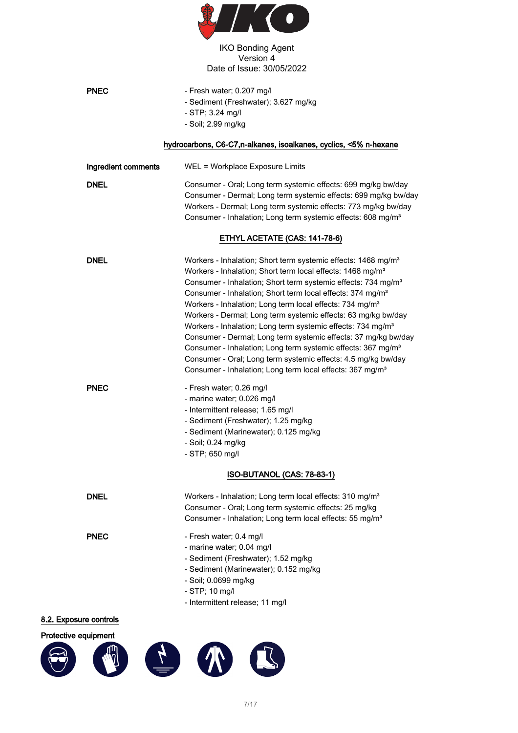| | |
|---|---|
| **PNEC** | - Fresh water; 0.207 mg/l<br>- Sediment (Freshwater); 3.627 mg/kg<br>- STP; 3.24 mg/l<br>- Soil; 2.99 mg/kg |

**hydrocarbons, C6-C7,n-alkanes, isoalkanes, cyclics, <5% n-hexane**

| | |
|---|---|
| **Ingredient comments** | WEL = Workplace Exposure Limits |
| **DNEL** | Consumer - Oral; Long term systemic effects: 699 mg/kg bw/day<br>Consumer - Dermal; Long term systemic effects: 699 mg/kg bw/day<br>Workers - Dermal; Long term systemic effects: 773 mg/kg bw/day<br>Consumer - Inhalation; Long term systemic effects: 608 mg/m³ |

**ETHYL ACETATE (CAS: 141-78-6)**

| | |
|---|---|
| **DNEL** | Workers - Inhalation; Short term systemic effects: 1468 mg/m³<br>Workers - Inhalation; Short term local effects: 1468 mg/m³<br>Consumer - Inhalation; Short term systemic effects: 734 mg/m³<br>Consumer - Inhalation; Short term local effects: 374 mg/m³<br>Workers - Inhalation; Long term local effects: 734 mg/m³<br>Workers - Dermal; Long term systemic effects: 63 mg/kg bw/day<br>Workers - Inhalation; Long term systemic effects: 734 mg/m³<br>Consumer - Dermal; Long term systemic effects: 37 mg/kg bw/day<br>Consumer - Inhalation; Long term systemic effects: 367 mg/m³<br>Consumer - Oral; Long term systemic effects: 4.5 mg/kg bw/day<br>Consumer - Inhalation; Long term local effects: 367 mg/m³ |
| **PNEC** | - Fresh water; 0.26 mg/l<br>- marine water; 0.026 mg/l<br>- Intermittent release; 1.65 mg/l<br>- Sediment (Freshwater); 1.25 mg/kg<br>- Sediment (Marinewater); 0.125 mg/kg<br>- Soil; 0.24 mg/kg<br>- STP; 650 mg/l |

**ISO-BUTANOL (CAS: 78-83-1)**

| | |
|---|---|
| **DNEL** | Workers - Inhalation; Long term local effects: 310 mg/m³<br>Consumer - Oral; Long term systemic effects: 25 mg/kg<br>Consumer - Inhalation; Long term local effects: 55 mg/m³ |
| **PNEC** | - Fresh water; 0.4 mg/l<br>- marine water; 0.04 mg/l<br>- Sediment (Freshwater); 1.52 mg/kg<br>- Sediment (Marinewater); 0.152 mg/kg<br>- Soil; 0.0699 mg/kg<br>- STP; 10 mg/l<br>- Intermittent release; 11 mg/l |

## 8.2. Exposure controls

**Protective equipment**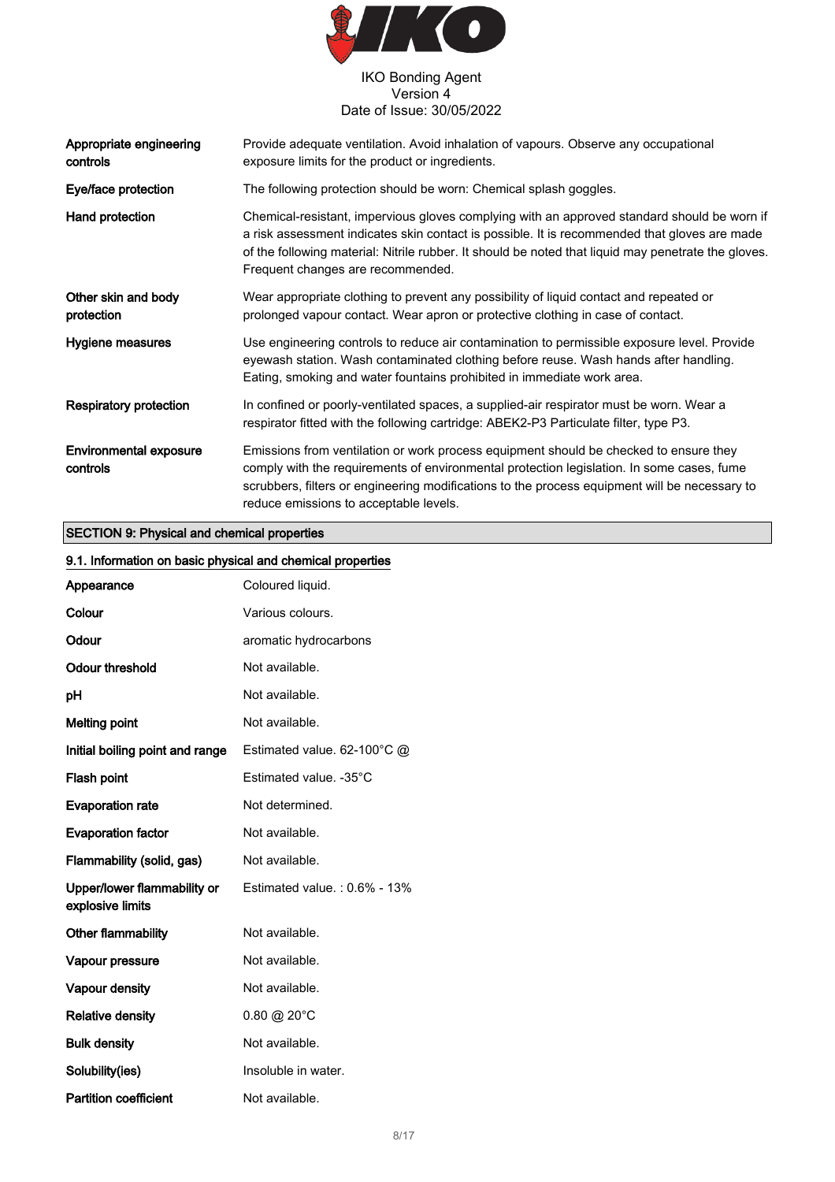| | |
|---|---|
| **Appropriate engineering controls** | Provide adequate ventilation. Avoid inhalation of vapours. Observe any occupational exposure limits for the product or ingredients. |
| **Eye/face protection** | The following protection should be worn: Chemical splash goggles. |
| **Hand protection** | Chemical-resistant, impervious gloves complying with an approved standard should be worn if a risk assessment indicates skin contact is possible. It is recommended that gloves are made of the following material: Nitrile rubber. It should be noted that liquid may penetrate the gloves. Frequent changes are recommended. |
| **Other skin and body protection** | Wear appropriate clothing to prevent any possibility of liquid contact and repeated or prolonged vapour contact. Wear apron or protective clothing in case of contact. |
| **Hygiene measures** | Use engineering controls to reduce air contamination to permissible exposure level. Provide eyewash station. Wash contaminated clothing before reuse. Wash hands after handling. Eating, smoking and water fountains prohibited in immediate work area. |
| **Respiratory protection** | In confined or poorly-ventilated spaces, a supplied-air respirator must be worn. Wear a respirator fitted with the following cartridge: ABEK2-P3 Particulate filter, type P3. |
| **Environmental exposure controls** | Emissions from ventilation or work process equipment should be checked to ensure they comply with the requirements of environmental protection legislation. In some cases, fume scrubbers, filters or engineering modifications to the process equipment will be necessary to reduce emissions to acceptable levels. |

## SECTION 9: Physical and chemical properties

### 9.1. Information on basic physical and chemical properties

| | |
|---|---|
| **Appearance** | Coloured liquid. |
| **Colour** | Various colours. |
| **Odour** | aromatic hydrocarbons |
| **Odour threshold** | Not available. |
| **pH** | Not available. |
| **Melting point** | Not available. |
| **Initial boiling point and range** | Estimated value. 62-100°C @ |
| **Flash point** | Estimated value. -35°C |
| **Evaporation rate** | Not determined. |
| **Evaporation factor** | Not available. |
| **Flammability (solid, gas)** | Not available. |
| **Upper/lower flammability or explosive limits** | Estimated value. : 0.6% - 13% |
| **Other flammability** | Not available. |
| **Vapour pressure** | Not available. |
| **Vapour density** | Not available. |
| **Relative density** | 0.80 @ 20°C |
| **Bulk density** | Not available. |
| **Solubility(ies)** | Insoluble in water. |
| **Partition coefficient** | Not available. |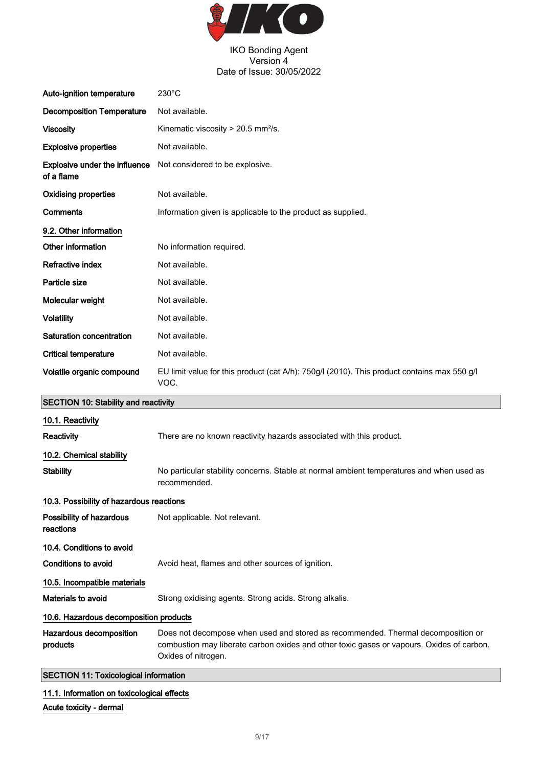| | |
|---|---|
| **Auto-ignition temperature** | 230°C |
| **Decomposition Temperature** | Not available. |
| **Viscosity** | Kinematic viscosity > 20.5 mm²/s. |
| **Explosive properties** | Not available. |
| **Explosive under the influence of a flame** | Not considered to be explosive. |
| **Oxidising properties** | Not available. |
| **Comments** | Information given is applicable to the product as supplied. |

### 9.2. Other information

| | |
|---|---|
| **Other information** | No information required. |
| **Refractive index** | Not available. |
| **Particle size** | Not available. |
| **Molecular weight** | Not available. |
| **Volatility** | Not available. |
| **Saturation concentration** | Not available. |
| **Critical temperature** | Not available. |
| **Volatile organic compound** | EU limit value for this product (cat A/h): 750g/l (2010). This product contains max 550 g/l VOC. |

## SECTION 10: Stability and reactivity

### 10.1. Reactivity

| | |
|---|---|
| **Reactivity** | There are no known reactivity hazards associated with this product. |

### 10.2. Chemical stability

| | |
|---|---|
| **Stability** | No particular stability concerns. Stable at normal ambient temperatures and when used as recommended. |

### 10.3. Possibility of hazardous reactions

| | |
|---|---|
| **Possibility of hazardous reactions** | Not applicable. Not relevant. |

### 10.4. Conditions to avoid

| | |
|---|---|
| **Conditions to avoid** | Avoid heat, flames and other sources of ignition. |

### 10.5. Incompatible materials

| | |
|---|---|
| **Materials to avoid** | Strong oxidising agents. Strong acids. Strong alkalis. |

### 10.6. Hazardous decomposition products

| | |
|---|---|
| **Hazardous decomposition products** | Does not decompose when used and stored as recommended. Thermal decomposition or combustion may liberate carbon oxides and other toxic gases or vapours. Oxides of carbon. Oxides of nitrogen. |

## SECTION 11: Toxicological information

### 11.1. Information on toxicological effects

#### Acute toxicity - dermal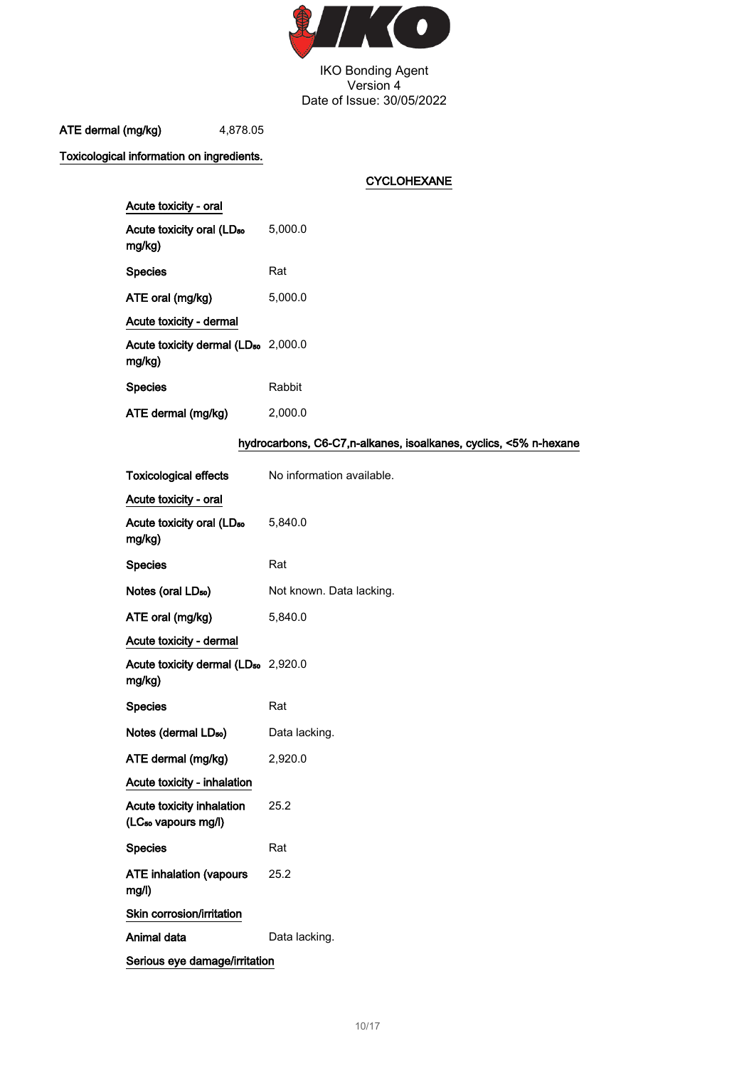| | |
|---|---|
| **ATE dermal (mg/kg)** | 4,878.05 |

**Toxicological information on ingredients.**

### CYCLOHEXANE

**Acute toxicity - oral**

| | |
|---|---|
| **Acute toxicity oral ($LD_{50}$ mg/kg)** | 5,000.0 |
| **Species** | Rat |
| **ATE oral (mg/kg)** | 5,000.0 |

**Acute toxicity - dermal**

| | |
|---|---|
| **Acute toxicity dermal ($LD_{50}$ mg/kg)** | 2,000.0 |
| **Species** | Rabbit |
| **ATE dermal (mg/kg)** | 2,000.0 |

### hydrocarbons, C6-C7,n-alkanes, isoalkanes, cyclics, <5% n-hexane

| | |
|---|---|
| **Toxicological effects** | No information available. |

**Acute toxicity - oral**

| | |
|---|---|
| **Acute toxicity oral ($LD_{50}$ mg/kg)** | 5,840.0 |
| **Species** | Rat |
| **Notes (oral $LD_{50}$)** | Not known. Data lacking. |
| **ATE oral (mg/kg)** | 5,840.0 |

**Acute toxicity - dermal**

| | |
|---|---|
| **Acute toxicity dermal ($LD_{50}$ mg/kg)** | 2,920.0 |
| **Species** | Rat |
| **Notes (dermal $LD_{50}$)** | Data lacking. |
| **ATE dermal (mg/kg)** | 2,920.0 |

**Acute toxicity - inhalation**

| | |
|---|---|
| **Acute toxicity inhalation ($LC_{50}$ vapours mg/l)** | 25.2 |
| **Species** | Rat |
| **ATE inhalation (vapours mg/l)** | 25.2 |

**Skin corrosion/irritation**

| | |
|---|---|
| **Animal data** | Data lacking. |

**Serious eye damage/irritation**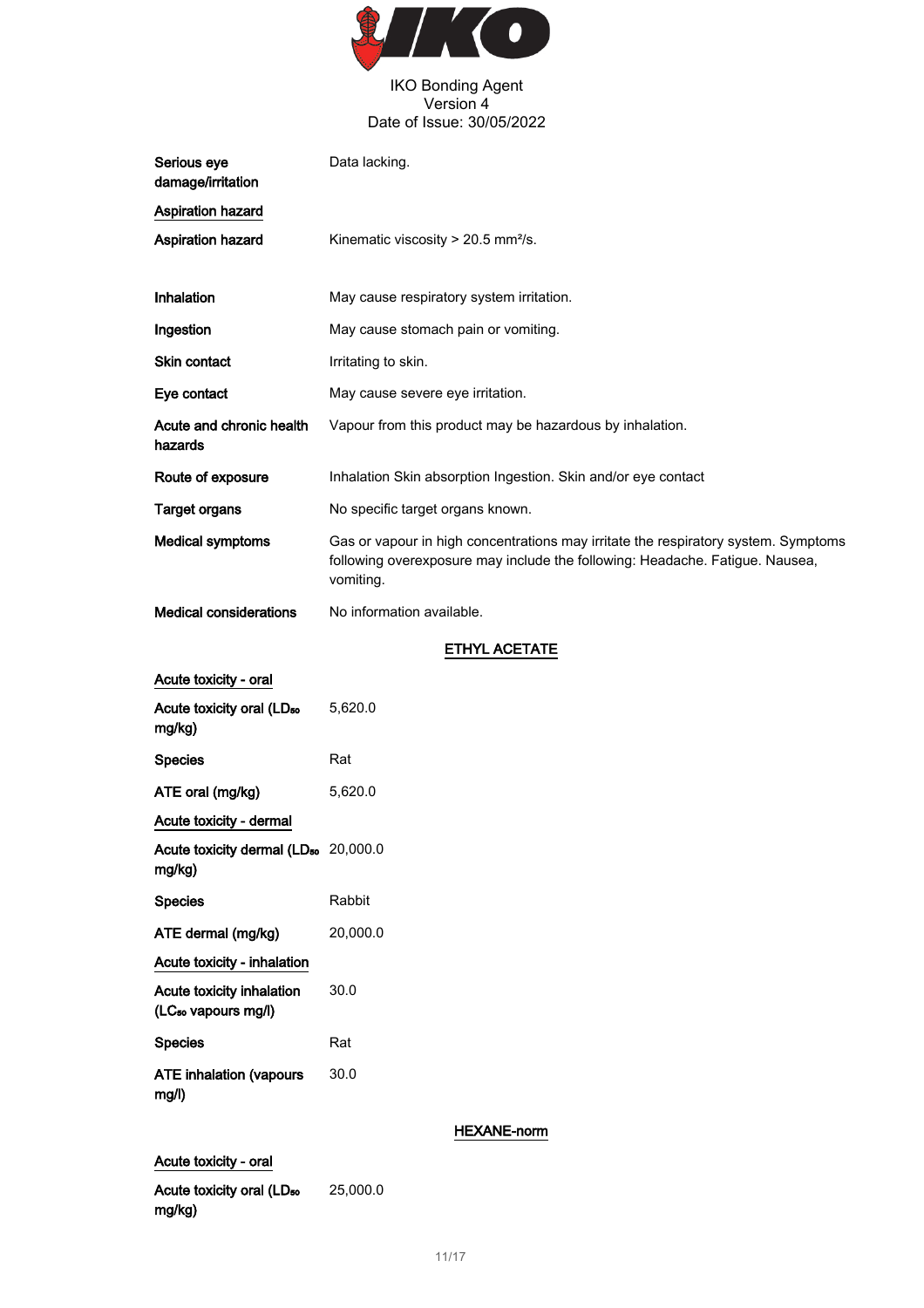| | |
|---|---|
| **Serious eye damage/irritation** | Data lacking. |

**Aspiration hazard**

| | |
|---|---|
| **Aspiration hazard** | Kinematic viscosity > 20.5 mm²/s. |
| **Inhalation** | May cause respiratory system irritation. |
| **Ingestion** | May cause stomach pain or vomiting. |
| **Skin contact** | Irritating to skin. |
| **Eye contact** | May cause severe eye irritation. |
| **Acute and chronic health hazards** | Vapour from this product may be hazardous by inhalation. |
| **Route of exposure** | Inhalation Skin absorption Ingestion. Skin and/or eye contact |
| **Target organs** | No specific target organs known. |
| **Medical symptoms** | Gas or vapour in high concentrations may irritate the respiratory system. Symptoms following overexposure may include the following: Headache. Fatigue. Nausea, vomiting. |
| **Medical considerations** | No information available. |

## ETHYL ACETATE

**Acute toxicity - oral**

| | |
|---|---|
| **Acute toxicity oral ($LD_{50}$ mg/kg)** | 5,620.0 |
| **Species** | Rat |
| **ATE oral (mg/kg)** | 5,620.0 |

**Acute toxicity - dermal**

| | |
|---|---|
| **Acute toxicity dermal ($LD_{50}$ mg/kg)** | 20,000.0 |
| **Species** | Rabbit |
| **ATE dermal (mg/kg)** | 20,000.0 |

**Acute toxicity - inhalation**

| | |
|---|---|
| **Acute toxicity inhalation ($LC_{50}$ vapours mg/l)** | 30.0 |
| **Species** | Rat |
| **ATE inhalation (vapours mg/l)** | 30.0 |

## HEXANE-norm

**Acute toxicity - oral**

| | |
|---|---|
| **Acute toxicity oral ($LD_{50}$ mg/kg)** | 25,000.0 |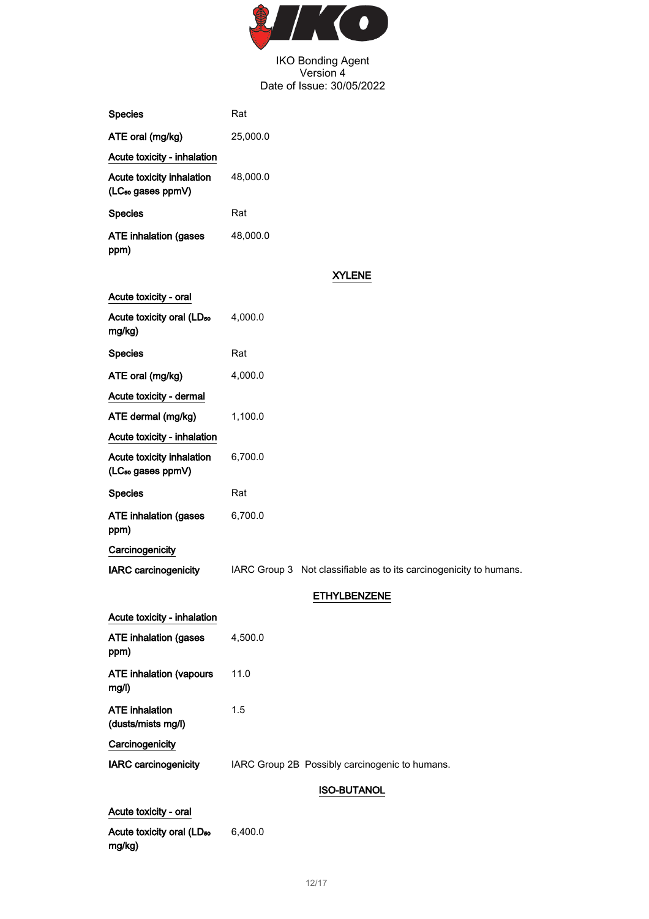| | |
|---|---|
| **Species** | Rat |
| **ATE oral (mg/kg)** | 25,000.0 |

**Acute toxicity - inhalation**

| | |
|---|---|
| **Acute toxicity inhalation ($LC_{50}$ gases ppmV)** | 48,000.0 |
| **Species** | Rat |
| **ATE inhalation (gases ppm)** | 48,000.0 |

## XYLENE

**Acute toxicity - oral**

| | |
|---|---|
| **Acute toxicity oral ($LD_{50}$ mg/kg)** | 4,000.0 |
| **Species** | Rat |
| **ATE oral (mg/kg)** | 4,000.0 |

**Acute toxicity - dermal**

| | |
|---|---|
| **ATE dermal (mg/kg)** | 1,100.0 |

**Acute toxicity - inhalation**

| | |
|---|---|
| **Acute toxicity inhalation ($LC_{50}$ gases ppmV)** | 6,700.0 |
| **Species** | Rat |
| **ATE inhalation (gases ppm)** | 6,700.0 |

**Carcinogenicity**

| | |
|---|---|
| **IARC carcinogenicity** | IARC Group 3 Not classifiable as to its carcinogenicity to humans. |

## ETHYLBENZENE

**Acute toxicity - inhalation**

| | |
|---|---|
| **ATE inhalation (gases ppm)** | 4,500.0 |
| **ATE inhalation (vapours mg/l)** | 11.0 |
| **ATE inhalation (dusts/mists mg/l)** | 1.5 |

**Carcinogenicity**

| | |
|---|---|
| **IARC carcinogenicity** | IARC Group 2B Possibly carcinogenic to humans. |

## ISO-BUTANOL

**Acute toxicity - oral**

| | |
|---|---|
| **Acute toxicity oral ($LD_{50}$ mg/kg)** | 6,400.0 |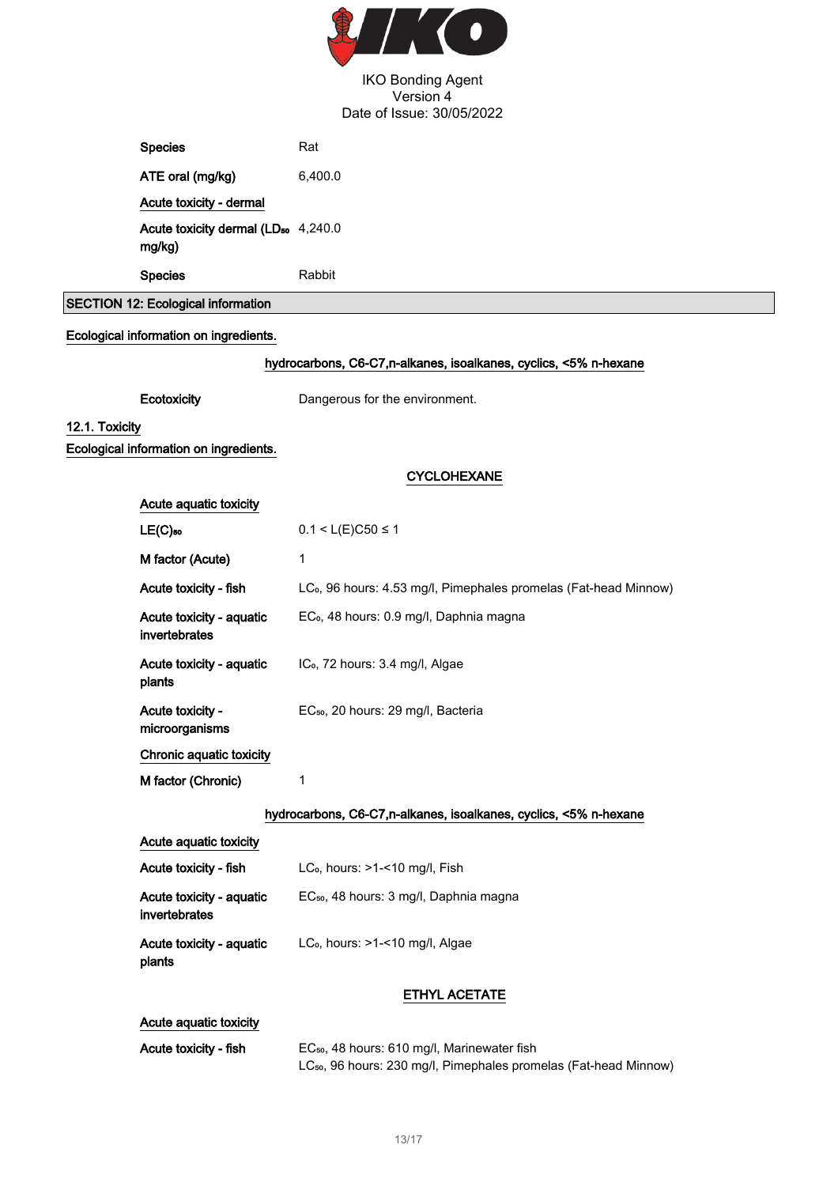| | |
|---|---|
| **Species** | Rat |
| **ATE oral (mg/kg)** | 6,400.0 |

**Acute toxicity - dermal**

| | |
|---|---|
| **Acute toxicity dermal ($LD_{50}$ mg/kg)** | 4,240.0 |
| **Species** | Rabbit |

## SECTION 12: Ecological information

**Ecological information on ingredients.**

**hydrocarbons, C6-C7,n-alkanes, isoalkanes, cyclics, <5% n-hexane**

| | |
|---|---|
| **Ecotoxicity** | Dangerous for the environment. |

### 12.1. Toxicity

**Ecological information on ingredients.**

**CYCLOHEXANE**

**Acute aquatic toxicity**

| | |
|---|---|
| **$LE(C)_{50}$** | $0.1 < L(E)C50 \leq 1$ |
| **M factor (Acute)** | 1 |
| **Acute toxicity - fish** | $LC_0$, 96 hours: 4.53 mg/l, Pimephales promelas (Fat-head Minnow) |
| **Acute toxicity - aquatic invertebrates** | $EC_0$, 48 hours: 0.9 mg/l, Daphnia magna |
| **Acute toxicity - aquatic plants** | $IC_0$, 72 hours: 3.4 mg/l, Algae |
| **Acute toxicity - microorganisms** | $EC_{50}$, 20 hours: 29 mg/l, Bacteria |

**Chronic aquatic toxicity**

| | |
|---|---|
| **M factor (Chronic)** | 1 |

**hydrocarbons, C6-C7,n-alkanes, isoalkanes, cyclics, <5% n-hexane**

**Acute aquatic toxicity**

| | |
|---|---|
| **Acute toxicity - fish** | $LC_0$, hours: >1-<10 mg/l, Fish |
| **Acute toxicity - aquatic invertebrates** | $EC_{50}$, 48 hours: 3 mg/l, Daphnia magna |
| **Acute toxicity - aquatic plants** | $LC_0$, hours: >1-<10 mg/l, Algae |

**ETHYL ACETATE**

**Acute aquatic toxicity**

| | |
|---|---|
| **Acute toxicity - fish** | $EC_{50}$, 48 hours: 610 mg/l, Marinewater fish<br>$LC_{50}$, 96 hours: 230 mg/l, Pimephales promelas (Fat-head Minnow) |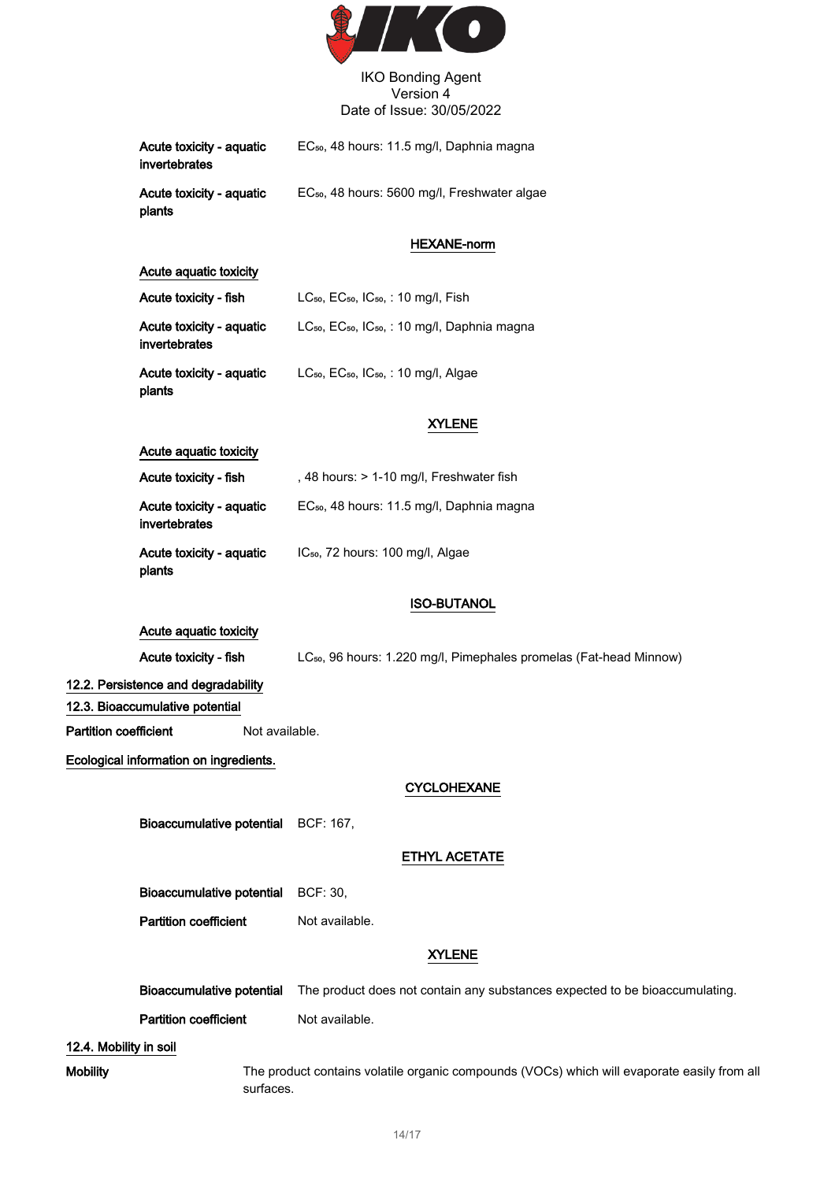**Acute toxicity - aquatic invertebrates** EC$_{50}$, 48 hours: 11.5 mg/l, Daphnia magna

**Acute toxicity - aquatic plants** EC$_{50}$, 48 hours: 5600 mg/l, Freshwater algae

### HEXANE-norm

**Acute aquatic toxicity**

**Acute toxicity - fish** LC$_{50}$, EC$_{50}$, IC$_{50}$, : 10 mg/l, Fish

**Acute toxicity - aquatic invertebrates** LC$_{50}$, EC$_{50}$, IC$_{50}$, : 10 mg/l, Daphnia magna

**Acute toxicity - aquatic plants** LC$_{50}$, EC$_{50}$, IC$_{50}$, : 10 mg/l, Algae

### XYLENE

**Acute aquatic toxicity**

**Acute toxicity - fish** , 48 hours: > 1-10 mg/l, Freshwater fish

**Acute toxicity - aquatic invertebrates** EC$_{50}$, 48 hours: 11.5 mg/l, Daphnia magna

**Acute toxicity - aquatic plants** IC$_{50}$, 72 hours: 100 mg/l, Algae

### ISO-BUTANOL

**Acute aquatic toxicity**

**Acute toxicity - fish** LC$_{50}$, 96 hours: 1.220 mg/l, Pimephales promelas (Fat-head Minnow)

## 12.2. Persistence and degradability

## 12.3. Bioaccumulative potential

**Partition coefficient** Not available.

**Ecological information on ingredients.**

### CYCLOHEXANE

**Bioaccumulative potential** BCF: 167,

### ETHYL ACETATE

**Bioaccumulative potential** BCF: 30,

**Partition coefficient** Not available.

### XYLENE

**Bioaccumulative potential** The product does not contain any substances expected to be bioaccumulating.

**Partition coefficient** Not available.

## 12.4. Mobility in soil

**Mobility** The product contains volatile organic compounds (VOCs) which will evaporate easily from all surfaces.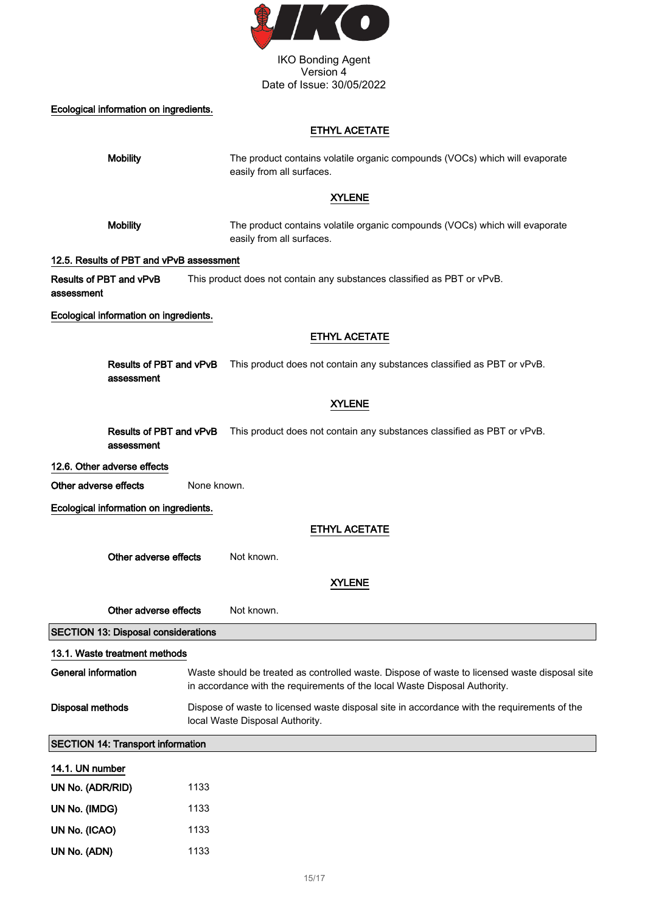Ecological information on ingredients.

**ETHYL ACETATE**

**Mobility** The product contains volatile organic compounds (VOCs) which will evaporate easily from all surfaces.

**XYLENE**

**Mobility** The product contains volatile organic compounds (VOCs) which will evaporate easily from all surfaces.

### 12.5. Results of PBT and vPvB assessment

**Results of PBT and vPvB assessment** This product does not contain any substances classified as PBT or vPvB.

Ecological information on ingredients.

**ETHYL ACETATE**

**Results of PBT and vPvB assessment** This product does not contain any substances classified as PBT or vPvB.

**XYLENE**

**Results of PBT and vPvB assessment** This product does not contain any substances classified as PBT or vPvB.

### 12.6. Other adverse effects

**Other adverse effects** None known.

Ecological information on ingredients.

**ETHYL ACETATE**

**Other adverse effects** Not known.

**XYLENE**

**Other adverse effects** Not known.

## SECTION 13: Disposal considerations

### 13.1. Waste treatment methods

**General information** Waste should be treated as controlled waste. Dispose of waste to licensed waste disposal site in accordance with the requirements of the local Waste Disposal Authority.

**Disposal methods** Dispose of waste to licensed waste disposal site in accordance with the requirements of the local Waste Disposal Authority.

## SECTION 14: Transport information

### 14.1. UN number

**UN No. (ADR/RID)** 1133

**UN No. (IMDG)** 1133

**UN No. (ICAO)** 1133

**UN No. (ADN)** 1133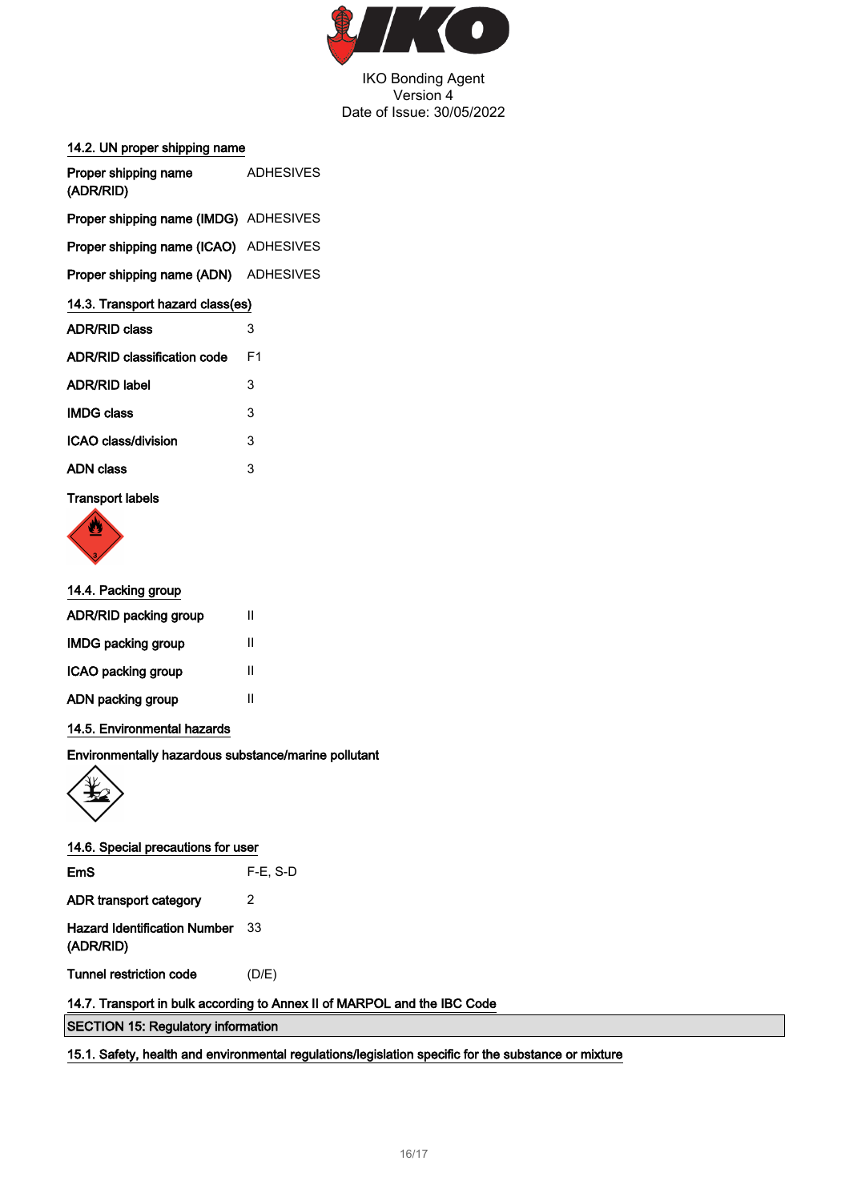### 14.2. UN proper shipping name

| | |
|---|---|
| Proper shipping name (ADR/RID) | ADHESIVES |
| Proper shipping name (IMDG) | ADHESIVES |
| Proper shipping name (ICAO) | ADHESIVES |
| Proper shipping name (ADN) | ADHESIVES |

### 14.3. Transport hazard class(es)

| | |
|---|---|
| ADR/RID class | 3 |
| ADR/RID classification code | F1 |
| ADR/RID label | 3 |
| IMDG class | 3 |
| ICAO class/division | 3 |
| ADN class | 3 |

**Transport labels**

### 14.4. Packing group

| | |
|---|---|
| ADR/RID packing group | II |
| IMDG packing group | II |
| ICAO packing group | II |
| ADN packing group | II |

### 14.5. Environmental hazards

**Environmentally hazardous substance/marine pollutant**

### 14.6. Special precautions for user

| | |
|---|---|
| EmS | F-E, S-D |
| ADR transport category | 2 |
| Hazard Identification Number (ADR/RID) | 33 |
| Tunnel restriction code | (D/E) |

### 14.7. Transport in bulk according to Annex II of MARPOL and the IBC Code

## SECTION 15: Regulatory information

### 15.1. Safety, health and environmental regulations/legislation specific for the substance or mixture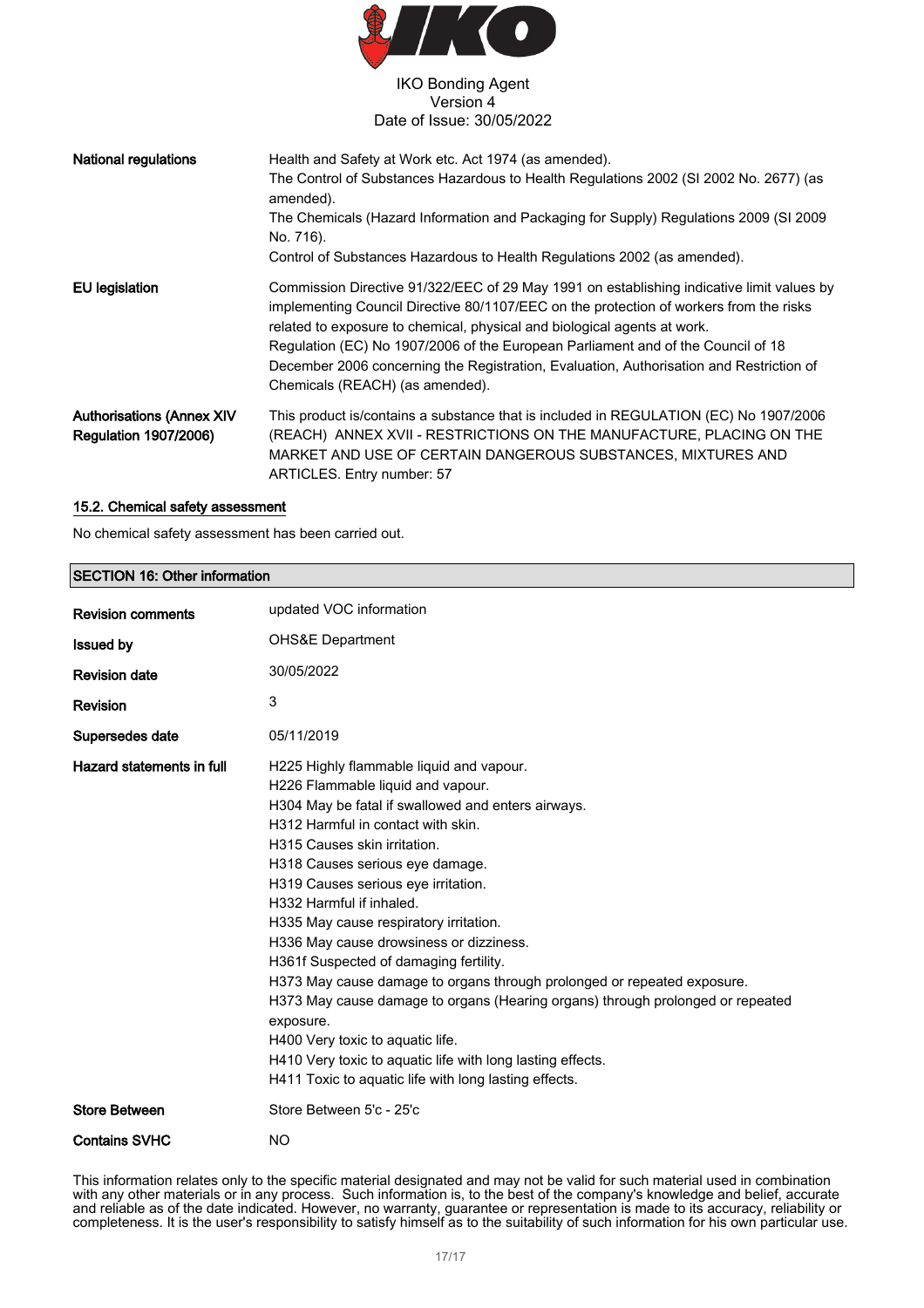| | |
|---|---|
| **National regulations** | Health and Safety at Work etc. Act 1974 (as amended).<br>The Control of Substances Hazardous to Health Regulations 2002 (SI 2002 No. 2677) (as amended).<br>The Chemicals (Hazard Information and Packaging for Supply) Regulations 2009 (SI 2009 No. 716).<br>Control of Substances Hazardous to Health Regulations 2002 (as amended). |
| **EU legislation** | Commission Directive 91/322/EEC of 29 May 1991 on establishing indicative limit values by implementing Council Directive 80/1107/EEC on the protection of workers from the risks related to exposure to chemical, physical and biological agents at work.<br>Regulation (EC) No 1907/2006 of the European Parliament and of the Council of 18 December 2006 concerning the Registration, Evaluation, Authorisation and Restriction of Chemicals (REACH) (as amended). |
| **Authorisations (Annex XIV Regulation 1907/2006)** | This product is/contains a substance that is included in REGULATION (EC) No 1907/2006 (REACH) ANNEX XVII - RESTRICTIONS ON THE MANUFACTURE, PLACING ON THE MARKET AND USE OF CERTAIN DANGEROUS SUBSTANCES, MIXTURES AND ARTICLES. Entry number: 57 |

### 15.2. Chemical safety assessment

No chemical safety assessment has been carried out.

## SECTION 16: Other information

| | |
|---|---|
| **Revision comments** | updated VOC information |
| **Issued by** | OHS&E Department |
| **Revision date** | 30/05/2022 |
| **Revision** | 3 |
| **Supersedes date** | 05/11/2019 |
| **Hazard statements in full** | H225 Highly flammable liquid and vapour.<br>H226 Flammable liquid and vapour.<br>H304 May be fatal if swallowed and enters airways.<br>H312 Harmful in contact with skin.<br>H315 Causes skin irritation.<br>H318 Causes serious eye damage.<br>H319 Causes serious eye irritation.<br>H332 Harmful if inhaled.<br>H335 May cause respiratory irritation.<br>H336 May cause drowsiness or dizziness.<br>H361f Suspected of damaging fertility.<br>H373 May cause damage to organs through prolonged or repeated exposure.<br>H373 May cause damage to organs (Hearing organs) through prolonged or repeated exposure.<br>H400 Very toxic to aquatic life.<br>H410 Very toxic to aquatic life with long lasting effects.<br>H411 Toxic to aquatic life with long lasting effects. |
| **Store Between** | Store Between 5'c - 25'c |
| **Contains SVHC** | NO |

This information relates only to the specific material designated and may not be valid for such material used in combination with any other materials or in any process. Such information is, to the best of the company's knowledge and belief, accurate and reliable as of the date indicated. However, no warranty, guarantee or representation is made to its accuracy, reliability or completeness. It is the user's responsibility to satisfy himself as to the suitability of such information for his own particular use.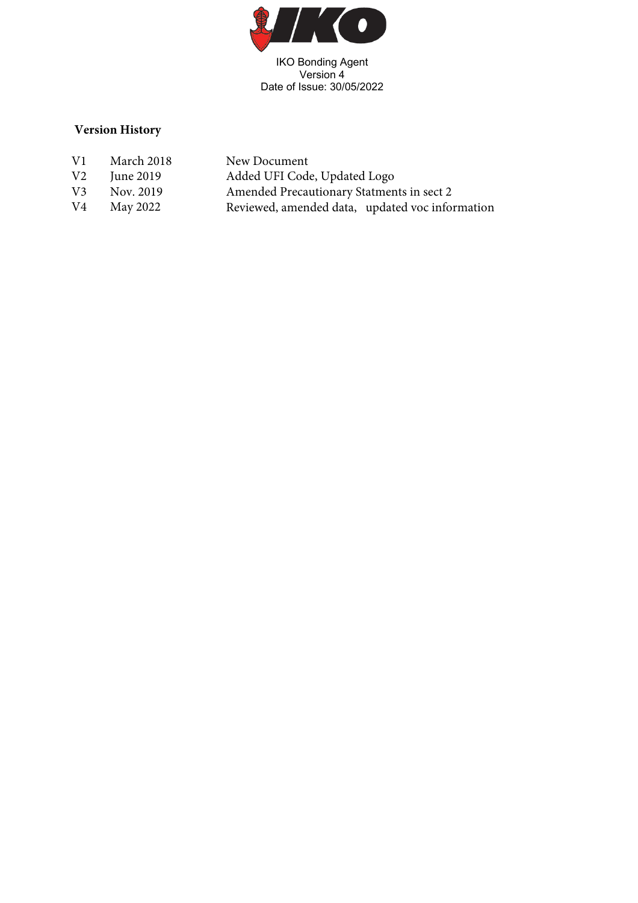## Version History

| | | |
|---|---|---|
| V1 | March 2018 | New Document |
| V2 | June 2019 | Added UFI Code, Updated Logo |
| V3 | Nov. 2019 | Amended Precautionary Statments in sect 2 |
| V4 | May 2022 | Reviewed, amended data, updated voc information |